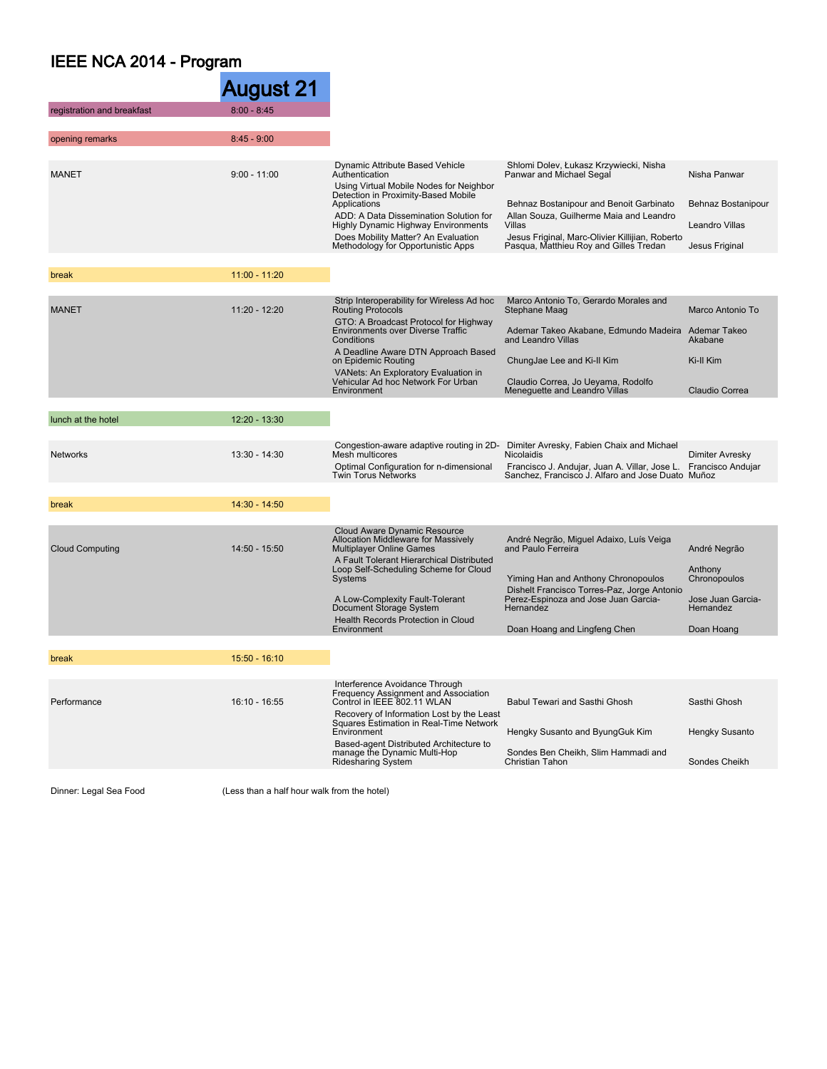# IEEE NCA 2014 - Program

## August 21

| Session | Time | Paper | Authors | Presenter |
|---|---|---|---|---|
| registration and breakfast | 8:00 - 8:45 | | | |
| opening remarks | 8:45 - 9:00 | | | |
| MANET | 9:00 - 11:00 | Dynamic Attribute Based Vehicle Authentication | Shlomi Dolev, Łukasz Krzywiecki, Nisha Panwar and Michael Segal | Nisha Panwar |
| | | Using Virtual Mobile Nodes for Neighbor Detection in Proximity-Based Mobile Applications | Behnaz Bostanipour and Benoit Garbinato | Behnaz Bostanipour |
| | | ADD: A Data Dissemination Solution for Highly Dynamic Highway Environments | Allan Souza, Guilherme Maia and Leandro Villas | Leandro Villas |
| | | Does Mobility Matter? An Evaluation Methodology for Opportunistic Apps | Jesus Friginal, Marc-Olivier Killijian, Roberto Pasqua, Matthieu Roy and Gilles Tredan | Jesus Friginal |
| break | 11:00 - 11:20 | | | |
| MANET | 11:20 - 12:20 | Strip Interoperability for Wireless Ad hoc Routing Protocols | Marco Antonio To, Gerardo Morales and Stephane Maag | Marco Antonio To |
| | | GTO: A Broadcast Protocol for Highway Environments over Diverse Traffic Conditions | Ademar Takeo Akabane, Edmundo Madeira and Leandro Villas | Ademar Takeo Akabane |
| | | A Deadline Aware DTN Approach Based on Epidemic Routing | ChungJae Lee and Ki-Il Kim | Ki-Il Kim |
| | | VANets: An Exploratory Evaluation in Vehicular Ad hoc Network For Urban Environment | Claudio Correa, Jo Ueyama, Rodolfo Meneguette and Leandro Villas | Claudio Correa |
| lunch at the hotel | 12:20 - 13:30 | | | |
| Networks | 13:30 - 14:30 | Congestion-aware adaptive routing in 2D-Mesh multicores | Dimiter Avresky, Fabien Chaix and Michael Nicolaidis | Dimiter Avresky |
| | | Optimal Configuration for n-dimensional Twin Torus Networks | Francisco J. Andujar, Juan A. Villar, Jose L. Sanchez, Francisco J. Alfaro and Jose Duato | Francisco Andujar Muñoz |
| break | 14:30 - 14:50 | | | |
| Cloud Computing | 14:50 - 15:50 | Cloud Aware Dynamic Resource Allocation Middleware for Massively Multiplayer Online Games | André Negrão, Miguel Adaixo, Luís Veiga and Paulo Ferreira | André Negrão |
| | | A Fault Tolerant Hierarchical Distributed Loop Self-Scheduling Scheme for Cloud Systems | Yiming Han and Anthony Chronopoulos | Anthony Chronopoulos |
| | | A Low-Complexity Fault-Tolerant Document Storage System | Dishelt Francisco Torres-Paz, Jorge Antonio Perez-Espinoza and Jose Juan Garcia-Hernandez | Jose Juan Garcia-Hernandez |
| | | Health Records Protection in Cloud Environment | Doan Hoang and Lingfeng Chen | Doan Hoang |
| break | 15:50 - 16:10 | | | |
| Performance | 16:10 - 16:55 | Interference Avoidance Through Frequency Assignment and Association Control in IEEE 802.11 WLAN | Babul Tewari and Sasthi Ghosh | Sasthi Ghosh |
| | | Recovery of Information Lost by the Least Squares Estimation in Real-Time Network Environment | Hengky Susanto and ByungGuk Kim | Hengky Susanto |
| | | Based-agent Distributed Architecture to manage the Dynamic Multi-Hop Ridesharing System | Sondes Ben Cheikh, Slim Hammadi and Christian Tahon | Sondes Cheikh |

Dinner: Legal Sea Food (Less than a half hour walk from the hotel)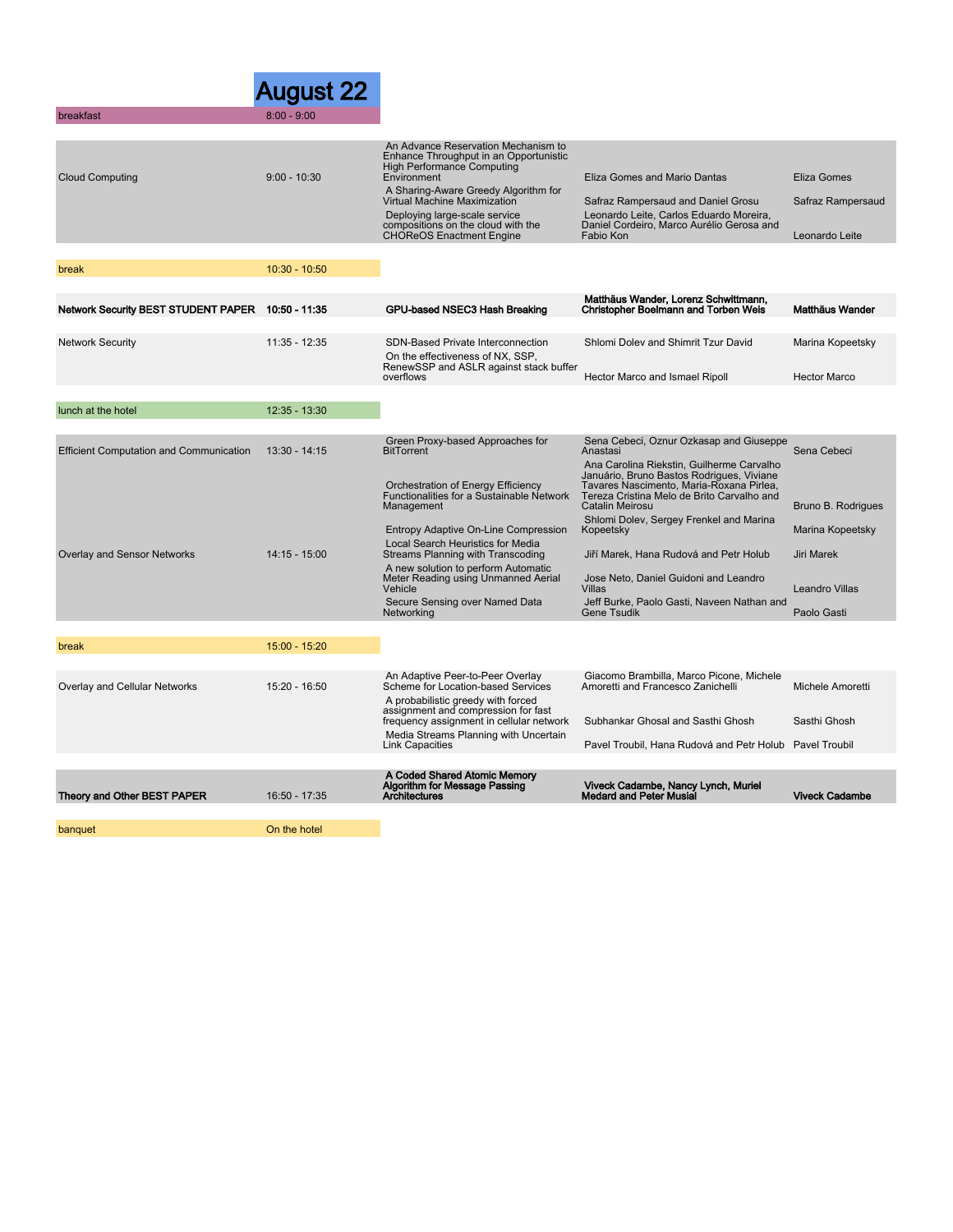# August 22

| Session | Time | Paper | Authors | Speaker |
|---|---|---|---|---|
| breakfast | 8:00 - 9:00 | | | |
| Cloud Computing | 9:00 - 10:30 | An Advance Reservation Mechanism to Enhance Throughput in an Opportunistic High Performance Computing Environment | Eliza Gomes and Mario Dantas | Eliza Gomes |
| | | A Sharing-Aware Greedy Algorithm for Virtual Machine Maximization | Safraz Rampersaud and Daniel Grosu | Safraz Rampersaud |
| | | Deploying large-scale service compositions on the cloud with the CHOReOS Enactment Engine | Leonardo Leite, Carlos Eduardo Moreira, Daniel Cordeiro, Marco Aurélio Gerosa and Fabio Kon | Leonardo Leite |
| break | 10:30 - 10:50 | | | |
| **Network Security BEST STUDENT PAPER** | **10:50 - 11:35** | **GPU-based NSEC3 Hash Breaking** | **Matthäus Wander, Lorenz Schwittmann, Christopher Boelmann and Torben Weis** | **Matthäus Wander** |
| Network Security | 11:35 - 12:35 | SDN-Based Private Interconnection | Shlomi Dolev and Shimrit Tzur David | Marina Kopeetsky |
| | | On the effectiveness of NX, SSP, RenewSSP and ASLR against stack buffer overflows | Hector Marco and Ismael Ripoll | Hector Marco |
| lunch at the hotel | 12:35 - 13:30 | | | |
| Efficient Computation and Communication | 13:30 - 14:15 | Green Proxy-based Approaches for BitTorrent | Sena Cebeci, Oznur Ozkasap and Giuseppe Anastasi | Sena Cebeci |
| | | Orchestration of Energy Efficiency Functionalities for a Sustainable Network Management | Ana Carolina Riekstin, Guilherme Carvalho Januário, Bruno Bastos Rodrigues, Viviane Tavares Nascimento, Maria-Roxana Pirlea, Tereza Cristina Melo de Brito Carvalho and Catalin Meirosu | Bruno B. Rodrigues |
| | | Entropy Adaptive On-Line Compression | Shlomi Dolev, Sergey Frenkel and Marina Kopeetsky | Marina Kopeetsky |
| Overlay and Sensor Networks | 14:15 - 15:00 | Local Search Heuristics for Media Streams Planning with Transcoding | Jiří Marek, Hana Rudová and Petr Holub | Jiri Marek |
| | | A new solution to perform Automatic Meter Reading using Unmanned Aerial Vehicle | Jose Neto, Daniel Guidoni and Leandro Villas | Leandro Villas |
| | | Secure Sensing over Named Data Networking | Jeff Burke, Paolo Gasti, Naveen Nathan and Gene Tsudik | Paolo Gasti |
| break | 15:00 - 15:20 | | | |
| Overlay and Cellular Networks | 15:20 - 16:50 | An Adaptive Peer-to-Peer Overlay Scheme for Location-based Services | Giacomo Brambilla, Marco Picone, Michele Amoretti and Francesco Zanichelli | Michele Amoretti |
| | | A probabilistic greedy with forced assignment and compression for fast frequency assignment in cellular network | Subhankar Ghosal and Sasthi Ghosh | Sasthi Ghosh |
| | | Media Streams Planning with Uncertain Link Capacities | Pavel Troubil, Hana Rudová and Petr Holub | Pavel Troubil |
| **Theory and Other BEST PAPER** | **16:50 - 17:35** | **A Coded Shared Atomic Memory Algorithm for Message Passing Architectures** | **Viveck Cadambe, Nancy Lynch, Muriel Medard and Peter Musial** | **Viveck Cadambe** |
| banquet | On the hotel | | | |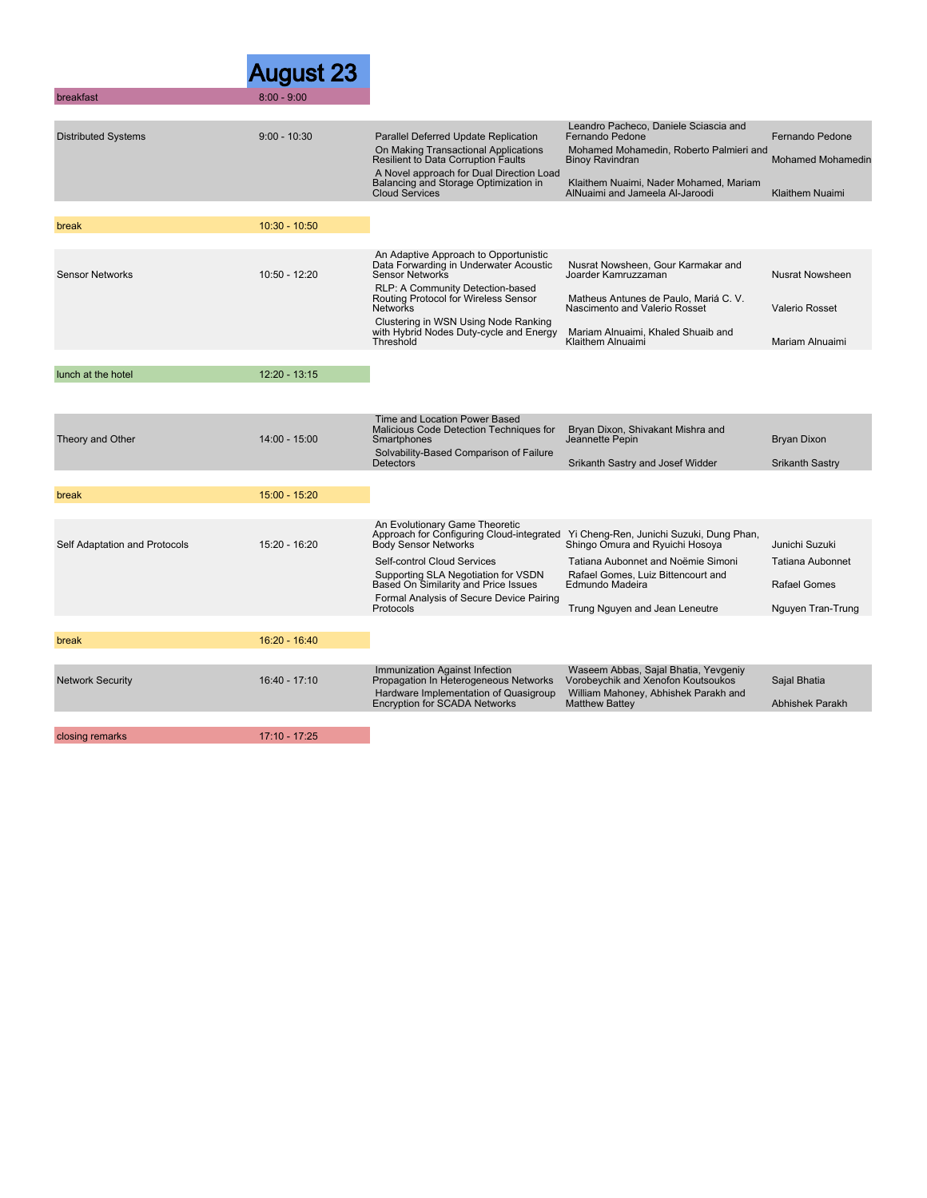# August 23

| | | | | |
|---|---|---|---|---|
| breakfast | 8:00 - 9:00 | | | |
| Distributed Systems | 9:00 - 10:30 | Parallel Deferred Update Replication | Leandro Pacheco, Daniele Sciascia and Fernando Pedone | Fernando Pedone |
| | | On Making Transactional Applications Resilient to Data Corruption Faults | Mohamed Mohamedin, Roberto Palmieri and Binoy Ravindran | Mohamed Mohamedin |
| | | A Novel approach for Dual Direction Load Balancing and Storage Optimization in Cloud Services | Klaithem Nuaimi, Nader Mohamed, Mariam AlNuaimi and Jameela Al-Jaroodi | Klaithem Nuaimi |
| break | 10:30 - 10:50 | | | |
| Sensor Networks | 10:50 - 12:20 | An Adaptive Approach to Opportunistic Data Forwarding in Underwater Acoustic Sensor Networks | Nusrat Nowsheen, Gour Karmakar and Joarder Kamruzzaman | Nusrat Nowsheen |
| | | RLP: A Community Detection-based Routing Protocol for Wireless Sensor Networks | Matheus Antunes de Paulo, Mariá C. V. Nascimento and Valerio Rosset | Valerio Rosset |
| | | Clustering in WSN Using Node Ranking with Hybrid Nodes Duty-cycle and Energy Threshold | Mariam Alnuaimi, Khaled Shuaib and Klaithem Alnuaimi | Mariam Alnuaimi |
| lunch at the hotel | 12:20 - 13:15 | | | |
| Theory and Other | 14:00 - 15:00 | Time and Location Power Based Malicious Code Detection Techniques for Smartphones | Bryan Dixon, Shivakant Mishra and Jeannette Pepin | Bryan Dixon |
| | | Solvability-Based Comparison of Failure Detectors | Srikanth Sastry and Josef Widder | Srikanth Sastry |
| break | 15:00 - 15:20 | | | |
| Self Adaptation and Protocols | 15:20 - 16:20 | An Evolutionary Game Theoretic Approach for Configuring Cloud-integrated Body Sensor Networks | Yi Cheng-Ren, Junichi Suzuki, Dung Phan, Shingo Omura and Ryuichi Hosoya | Junichi Suzuki |
| | | Self-control Cloud Services | Tatiana Aubonnet and Noëmie Simoni | Tatiana Aubonnet |
| | | Supporting SLA Negotiation for VSDN Based On Similarity and Price Issues | Rafael Gomes, Luiz Bittencourt and Edmundo Madeira | Rafael Gomes |
| | | Formal Analysis of Secure Device Pairing Protocols | Trung Nguyen and Jean Leneutre | Nguyen Tran-Trung |
| break | 16:20 - 16:40 | | | |
| Network Security | 16:40 - 17:10 | Immunization Against Infection Propagation In Heterogeneous Networks | Waseem Abbas, Sajal Bhatia, Yevgeniy Vorobeychik and Xenofon Koutsoukos | Sajal Bhatia |
| | | Hardware Implementation of Quasigroup Encryption for SCADA Networks | William Mahoney, Abhishek Parakh and Matthew Battey | Abhishek Parakh |
| closing remarks | 17:10 - 17:25 | | | |